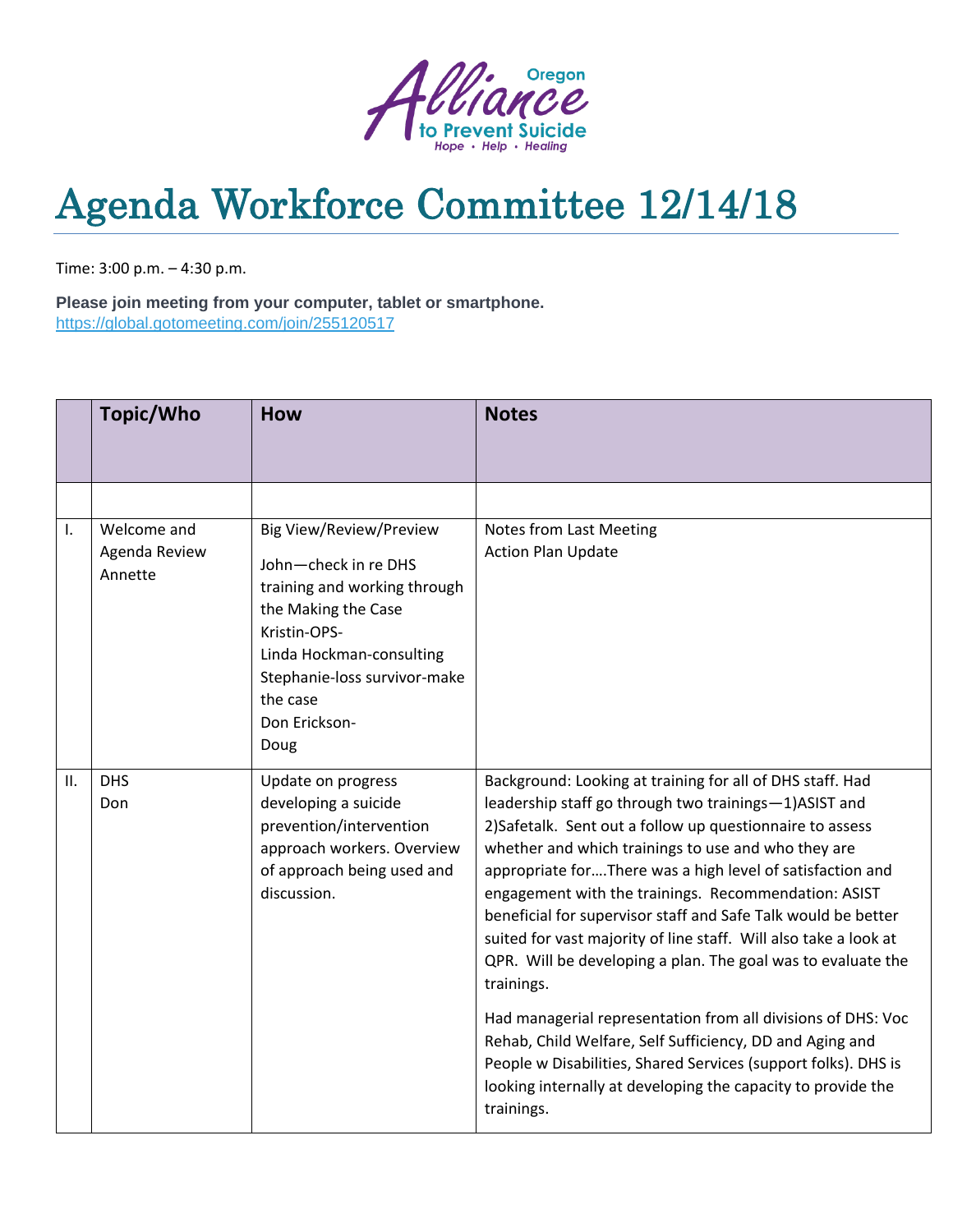Oregon Alliance to Prevent Suicide

Hope • Help • Healing

# Agenda Workforce Committee 12/14/18

Time: 3:00 p.m. – 4:30 p.m.

**Please join meeting from your computer, tablet or smartphone.**
https://global.gotomeeting.com/join/255120517

| | Topic/Who | How | Notes |
|---|---|---|---|
| | | | |
| I. | Welcome and Agenda Review<br>Annette | Big View/Review/Preview<br>John—check in re DHS training and working through the Making the Case<br>Kristin-OPS-<br>Linda Hockman-consulting<br>Stephanie-loss survivor-make the case<br>Don Erickson-<br>Doug | Notes from Last Meeting<br>Action Plan Update |
| II. | DHS<br>Don | Update on progress developing a suicide prevention/intervention approach workers. Overview of approach being used and discussion. | Background: Looking at training for all of DHS staff. Had leadership staff go through two trainings—1)ASIST and 2)Safetalk. Sent out a follow up questionnaire to assess whether and which trainings to use and who they are appropriate for….There was a high level of satisfaction and engagement with the trainings. Recommendation: ASIST beneficial for supervisor staff and Safe Talk would be better suited for vast majority of line staff. Will also take a look at QPR. Will be developing a plan. The goal was to evaluate the trainings.<br><br>Had managerial representation from all divisions of DHS: Voc Rehab, Child Welfare, Self Sufficiency, DD and Aging and People w Disabilities, Shared Services (support folks). DHS is looking internally at developing the capacity to provide the trainings. |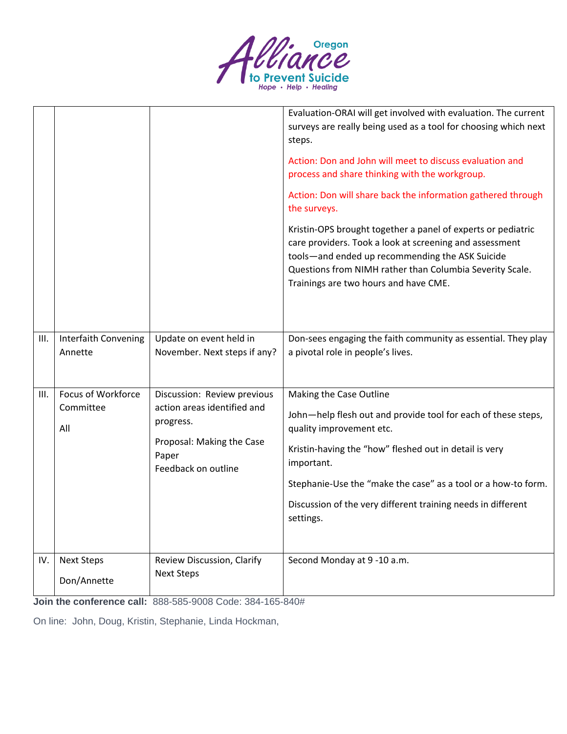| | | | |
|---|---|---|---|
| | | | Evaluation-ORAI will get involved with evaluation. The current surveys are really being used as a tool for choosing which next steps.<br><br>Action: Don and John will meet to discuss evaluation and process and share thinking with the workgroup.<br><br>Action: Don will share back the information gathered through the surveys.<br><br>Kristin-OPS brought together a panel of experts or pediatric care providers. Took a look at screening and assessment tools—and ended up recommending the ASK Suicide Questions from NIMH rather than Columbia Severity Scale. Trainings are two hours and have CME. |
| III. | Interfaith Convening<br>Annette | Update on event held in November. Next steps if any? | Don-sees engaging the faith community as essential. They play a pivotal role in people's lives. |
| III. | Focus of Workforce Committee<br><br>All | Discussion: Review previous action areas identified and progress.<br><br>Proposal: Making the Case Paper<br>Feedback on outline | Making the Case Outline<br><br>John—help flesh out and provide tool for each of these steps, quality improvement etc.<br><br>Kristin-having the "how" fleshed out in detail is very important.<br><br>Stephanie-Use the "make the case" as a tool or a how-to form.<br><br>Discussion of the very different training needs in different settings. |
| IV. | Next Steps<br><br>Don/Annette | Review Discussion, Clarify Next Steps | Second Monday at 9 -10 a.m. |

**Join the conference call:** 888-585-9008 Code: 384-165-840#

On line: John, Doug, Kristin, Stephanie, Linda Hockman,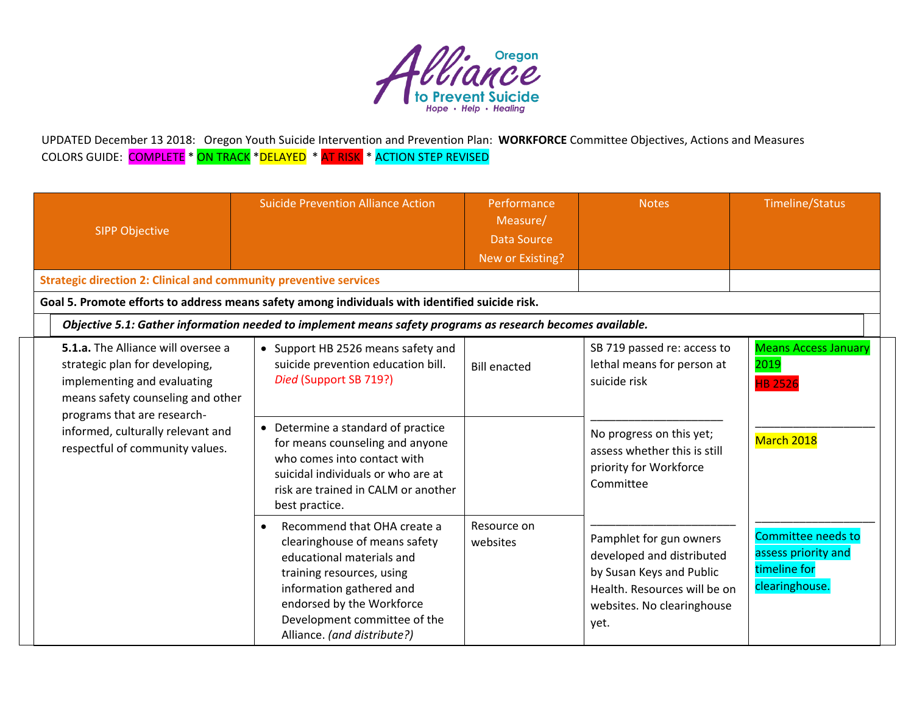UPDATED December 13 2018: Oregon Youth Suicide Intervention and Prevention Plan: **WORKFORCE** Committee Objectives, Actions and Measures
COLORS GUIDE: COMPLETE * ON TRACK *DELAYED * AT RISK * ACTION STEP REVISED

| SIPP Objective | Suicide Prevention Alliance Action | Performance Measure/ Data Source New or Existing? | Notes | Timeline/Status |
|---|---|---|---|---|
| **Strategic direction 2: Clinical and community preventive services** | | | | |
| **Goal 5. Promote efforts to address means safety among individuals with identified suicide risk.** | | | | |
| ***Objective 5.1: Gather information needed to implement means safety programs as research becomes available.*** | | | | |
| **5.1.a.** The Alliance will oversee a strategic plan for developing, implementing and evaluating means safety counseling and other programs that are research-informed, culturally relevant and respectful of community values. | • Support HB 2526 means safety and suicide prevention education bill. *Died* (Support SB 719?) | Bill enacted | SB 719 passed re: access to lethal means for person at suicide risk | Means Access January 2019<br>HB 2526 |
| | • Determine a standard of practice for means counseling and anyone who comes into contact with suicidal individuals or who are at risk are trained in CALM or another best practice. | | No progress on this yet; assess whether this is still priority for Workforce Committee | March 2018 |
| | • Recommend that OHA create a clearinghouse of means safety educational materials and training resources, using information gathered and endorsed by the Workforce Development committee of the Alliance. *(and distribute?)* | Resource on websites | Pamphlet for gun owners developed and distributed by Susan Keys and Public Health. Resources will be on websites. No clearinghouse yet. | Committee needs to assess priority and timeline for clearinghouse. |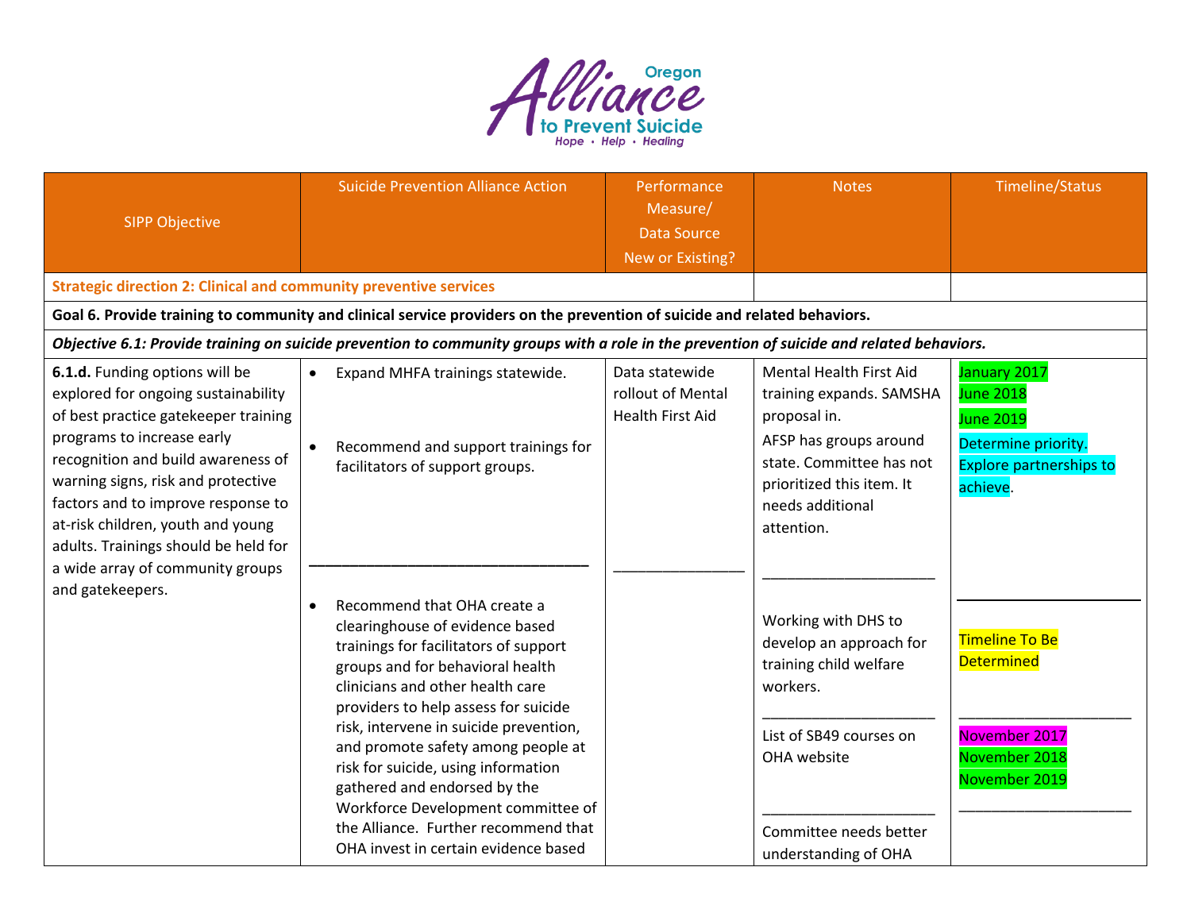| SIPP Objective | Suicide Prevention Alliance Action | Performance Measure/ Data Source New or Existing? | Notes | Timeline/Status |
|---|---|---|---|---|
| **Strategic direction 2: Clinical and community preventive services** | | | | |
| **Goal 6. Provide training to community and clinical service providers on the prevention of suicide and related behaviors.** | | | | |
| ***Objective 6.1: Provide training on suicide prevention to community groups with a role in the prevention of suicide and related behaviors.*** | | | | |
| **6.1.d.** Funding options will be explored for ongoing sustainability of best practice gatekeeper training programs to increase early recognition and build awareness of warning signs, risk and protective factors and to improve response to at-risk children, youth and young adults. Trainings should be held for a wide array of community groups and gatekeepers. | • Expand MHFA trainings statewide.<br><br>• Recommend and support trainings for facilitators of support groups.<br>______________________________<br>• Recommend that OHA create a clearinghouse of evidence based trainings for facilitators of support groups and for behavioral health clinicians and other health care providers to help assess for suicide risk, intervene in suicide prevention, and promote safety among people at risk for suicide, using information gathered and endorsed by the Workforce Development committee of the Alliance. Further recommend that OHA invest in certain evidence based | Data statewide rollout of Mental Health First Aid<br>______________ | Mental Health First Aid training expands. SAMSHA proposal in.<br>AFSP has groups around state. Committee has not prioritized this item. It needs additional attention.<br>____________________<br>Working with DHS to develop an approach for training child welfare workers.<br>____________________<br>List of SB49 courses on OHA website<br>____________________<br>Committee needs better understanding of OHA | January 2017<br>June 2018<br>June 2019<br>Determine priority. Explore partnerships to achieve.<br>____________________<br>Timeline To Be Determined<br>____________________<br>November 2017<br>November 2018<br>November 2019<br>____________________ |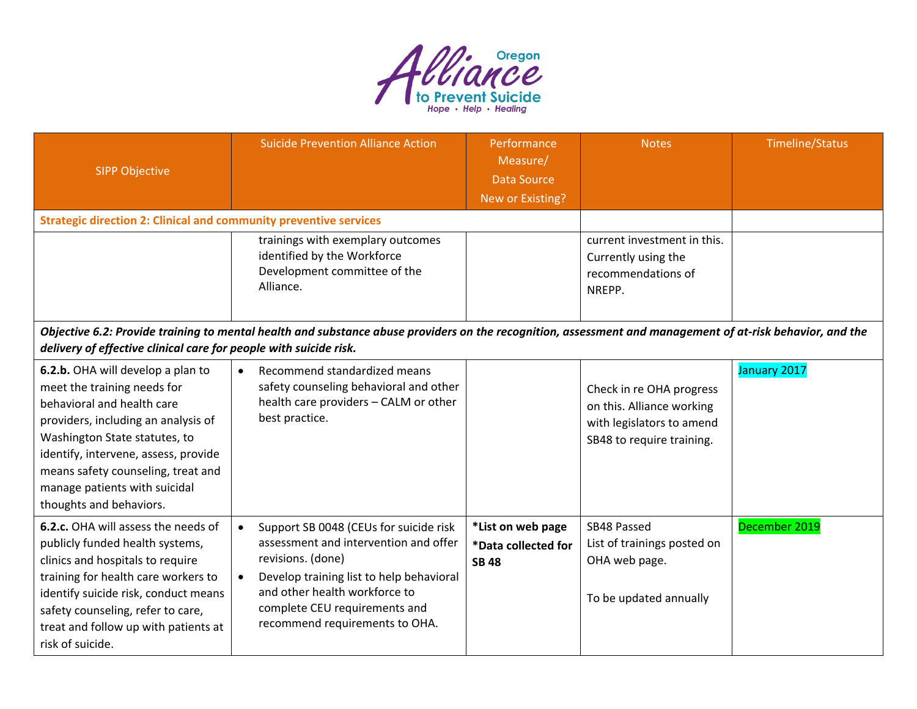| SIPP Objective | Suicide Prevention Alliance Action | Performance Measure/ Data Source New or Existing? | Notes | Timeline/Status |
|---|---|---|---|---|
| **Strategic direction 2: Clinical and community preventive services** | | | | |
| | trainings with exemplary outcomes identified by the Workforce Development committee of the Alliance. | | current investment in this. Currently using the recommendations of NREPP. | |
| ***Objective 6.2: Provide training to mental health and substance abuse providers on the recognition, assessment and management of at-risk behavior, and the delivery of effective clinical care for people with suicide risk.*** | | | | |
| **6.2.b.** OHA will develop a plan to meet the training needs for behavioral and health care providers, including an analysis of Washington State statutes, to identify, intervene, assess, provide means safety counseling, treat and manage patients with suicidal thoughts and behaviors. | • Recommend standardized means safety counseling behavioral and other health care providers – CALM or other best practice. | | Check in re OHA progress on this. Alliance working with legislators to amend SB48 to require training. | January 2017 |
| **6.2.c.** OHA will assess the needs of publicly funded health systems, clinics and hospitals to require training for health care workers to identify suicide risk, conduct means safety counseling, refer to care, treat and follow up with patients at risk of suicide. | • Support SB 0048 (CEUs for suicide risk assessment and intervention and offer revisions. (done)<br>• Develop training list to help behavioral and other health workforce to complete CEU requirements and recommend requirements to OHA. | **\*List on web page**<br>**\*Data collected for SB 48** | SB48 Passed<br>List of trainings posted on OHA web page.<br><br>To be updated annually | December 2019 |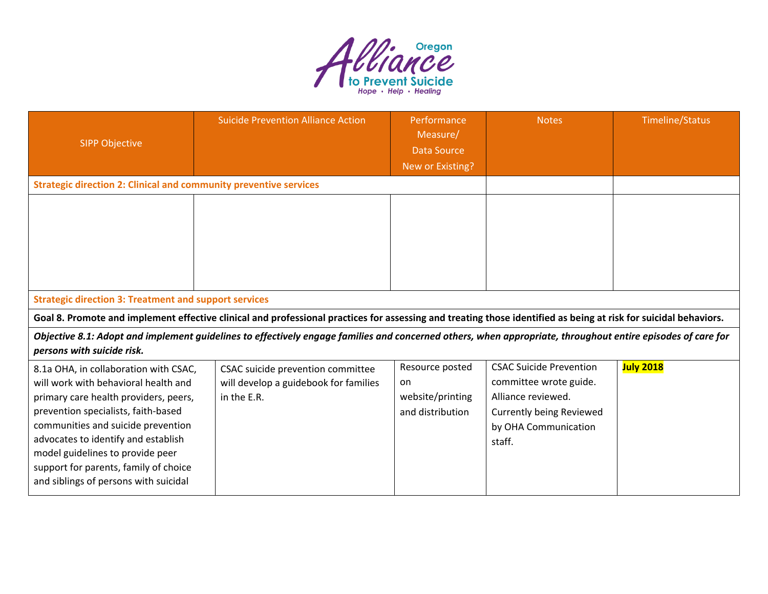| SIPP Objective | Suicide Prevention Alliance Action | Performance Measure/ Data Source New or Existing? | Notes | Timeline/Status |
|---|---|---|---|---|
| **Strategic direction 2: Clinical and community preventive services** | | | | |
| | | | | |
| **Strategic direction 3: Treatment and support services** | | | | |
| **Goal 8. Promote and implement effective clinical and professional practices for assessing and treating those identified as being at risk for suicidal behaviors.** | | | | |
| ***Objective 8.1: Adopt and implement guidelines to effectively engage families and concerned others, when appropriate, throughout entire episodes of care for persons with suicide risk.*** | | | | |
| 8.1a OHA, in collaboration with CSAC, will work with behavioral health and primary care health providers, peers, prevention specialists, faith-based communities and suicide prevention advocates to identify and establish model guidelines to provide peer support for parents, family of choice and siblings of persons with suicidal | CSAC suicide prevention committee will develop a guidebook for families in the E.R. | Resource posted on website/printing and distribution | CSAC Suicide Prevention committee wrote guide. Alliance reviewed. Currently being Reviewed by OHA Communication staff. | **July 2018** |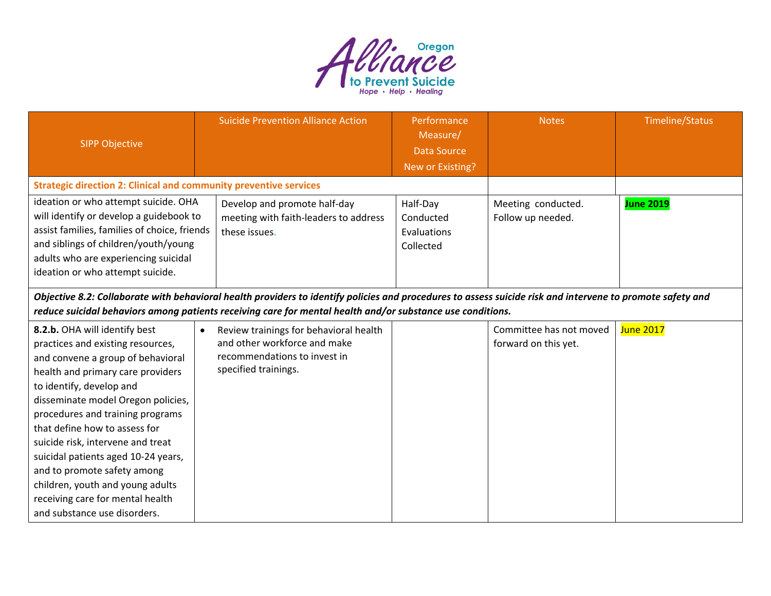| SIPP Objective | Suicide Prevention Alliance Action | Performance Measure/ Data Source New or Existing? | Notes | Timeline/Status |
|---|---|---|---|---|
| **Strategic direction 2: Clinical and community preventive services** | | | | |
| ideation or who attempt suicide. OHA will identify or develop a guidebook to assist families, families of choice, friends and siblings of children/youth/young adults who are experiencing suicidal ideation or who attempt suicide. | Develop and promote half-day meeting with faith-leaders to address these issues. | Half-Day Conducted Evaluations Collected | Meeting conducted. Follow up needed. | **June 2019** |
| ***Objective 8.2: Collaborate with behavioral health providers to identify policies and procedures to assess suicide risk and intervene to promote safety and reduce suicidal behaviors among patients receiving care for mental health and/or substance use conditions.*** | | | | |
| **8.2.b.** OHA will identify best practices and existing resources, and convene a group of behavioral health and primary care providers to identify, develop and disseminate model Oregon policies, procedures and training programs that define how to assess for suicide risk, intervene and treat suicidal patients aged 10-24 years, and to promote safety among children, youth and young adults receiving care for mental health and substance use disorders. | • Review trainings for behavioral health and other workforce and make recommendations to invest in specified trainings. | | Committee has not moved forward on this yet. | June 2017 |